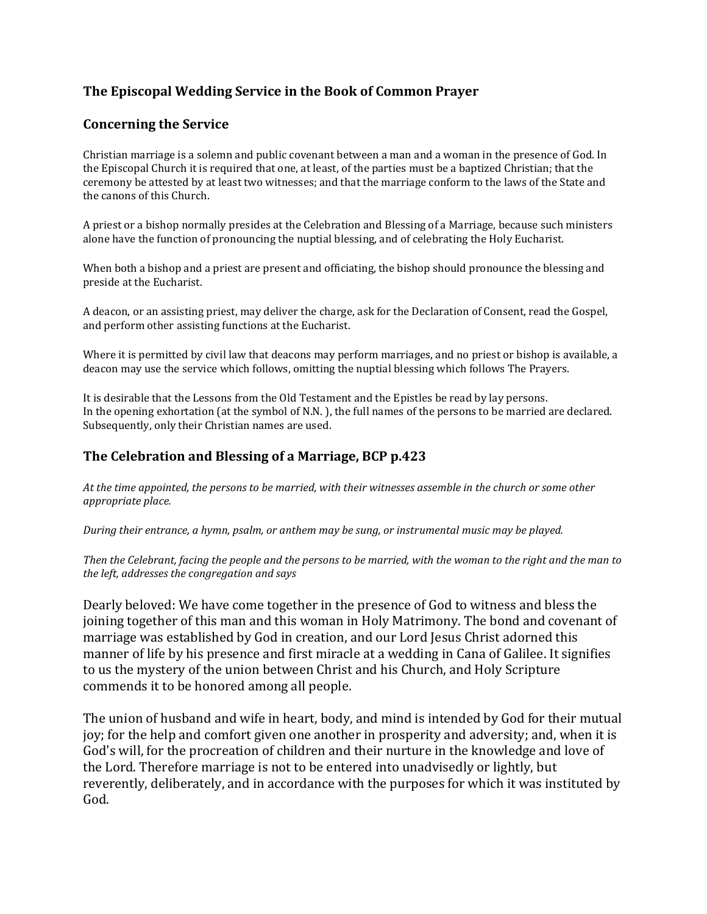## The Episcopal Wedding Service in the Book of Common Prayer

## Concerning the Service

Christian marriage is a solemn and public covenant between a man and a woman in the presence of God. In the Episcopal Church it is required that one, at least, of the parties must be a baptized Christian; that the ceremony be attested by at least two witnesses; and that the marriage conform to the laws of the State and the canons of this Church.

A priest or a bishop normally presides at the Celebration and Blessing of a Marriage, because such ministers alone have the function of pronouncing the nuptial blessing, and of celebrating the Holy Eucharist.

When both a bishop and a priest are present and officiating, the bishop should pronounce the blessing and preside at the Eucharist.

A deacon, or an assisting priest, may deliver the charge, ask for the Declaration of Consent, read the Gospel, and perform other assisting functions at the Eucharist.

Where it is permitted by civil law that deacons may perform marriages, and no priest or bishop is available, a deacon may use the service which follows, omitting the nuptial blessing which follows The Prayers.

It is desirable that the Lessons from the Old Testament and the Epistles be read by lay persons.
In the opening exhortation (at the symbol of N.N. ), the full names of the persons to be married are declared. Subsequently, only their Christian names are used.

## The Celebration and Blessing of a Marriage, BCP p.423

*At the time appointed, the persons to be married, with their witnesses assemble in the church or some other appropriate place.*

*During their entrance, a hymn, psalm, or anthem may be sung, or instrumental music may be played.*

*Then the Celebrant, facing the people and the persons to be married, with the woman to the right and the man to the left, addresses the congregation and says*

Dearly beloved: We have come together in the presence of God to witness and bless the joining together of this man and this woman in Holy Matrimony. The bond and covenant of marriage was established by God in creation, and our Lord Jesus Christ adorned this manner of life by his presence and first miracle at a wedding in Cana of Galilee. It signifies to us the mystery of the union between Christ and his Church, and Holy Scripture commends it to be honored among all people.

The union of husband and wife in heart, body, and mind is intended by God for their mutual joy; for the help and comfort given one another in prosperity and adversity; and, when it is God's will, for the procreation of children and their nurture in the knowledge and love of the Lord. Therefore marriage is not to be entered into unadvisedly or lightly, but reverently, deliberately, and in accordance with the purposes for which it was instituted by God.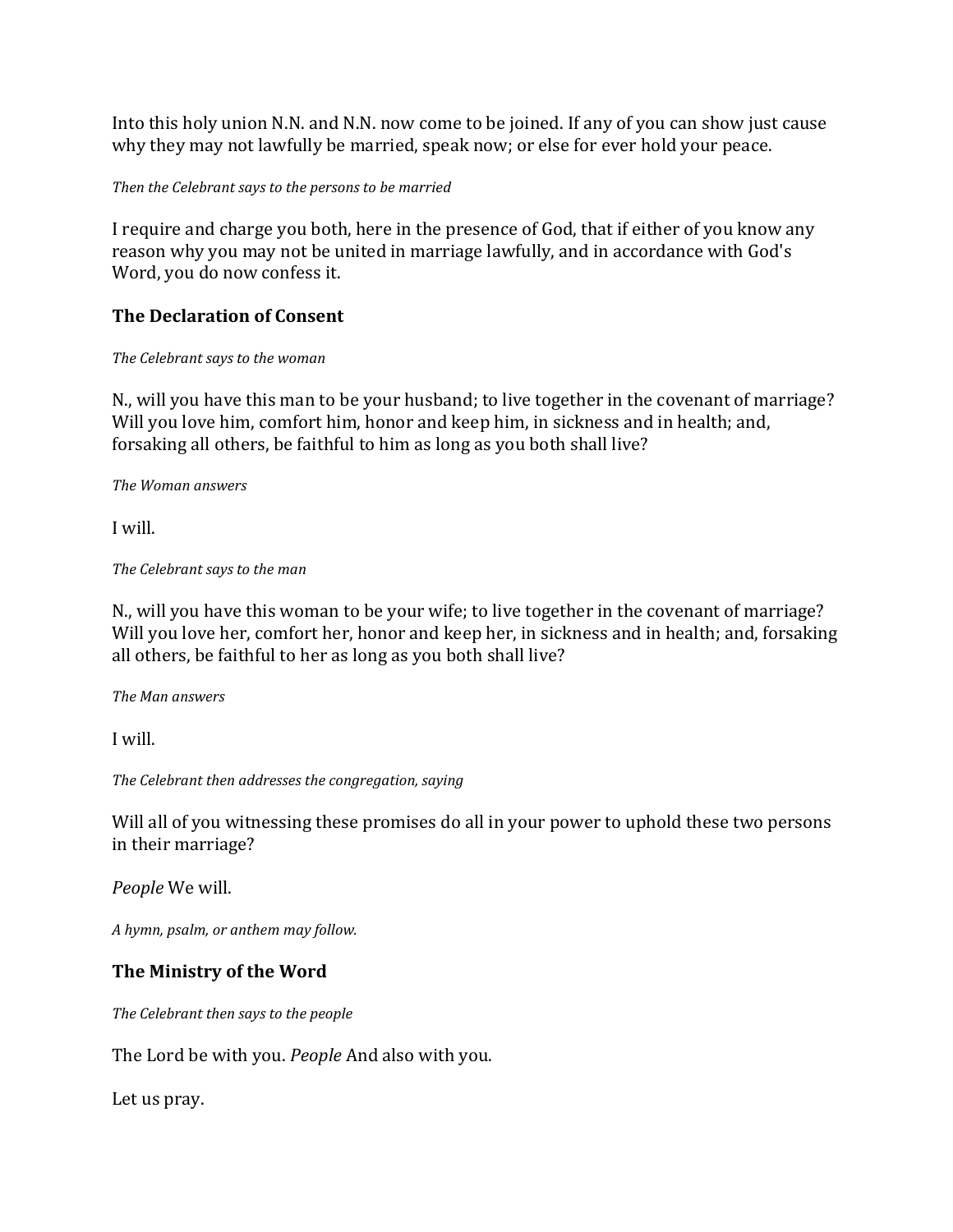Into this holy union N.N. and N.N. now come to be joined. If any of you can show just cause why they may not lawfully be married, speak now; or else for ever hold your peace.

*Then the Celebrant says to the persons to be married*

I require and charge you both, here in the presence of God, that if either of you know any reason why you may not be united in marriage lawfully, and in accordance with God's Word, you do now confess it.

## The Declaration of Consent

*The Celebrant says to the woman*

N., will you have this man to be your husband; to live together in the covenant of marriage? Will you love him, comfort him, honor and keep him, in sickness and in health; and, forsaking all others, be faithful to him as long as you both shall live?

*The Woman answers*

I will.

*The Celebrant says to the man*

N., will you have this woman to be your wife; to live together in the covenant of marriage? Will you love her, comfort her, honor and keep her, in sickness and in health; and, forsaking all others, be faithful to her as long as you both shall live?

*The Man answers*

I will.

*The Celebrant then addresses the congregation, saying*

Will all of you witnessing these promises do all in your power to uphold these two persons in their marriage?

*People* We will.

*A hymn, psalm, or anthem may follow.*

## The Ministry of the Word

*The Celebrant then says to the people*

The Lord be with you. *People* And also with you.

Let us pray.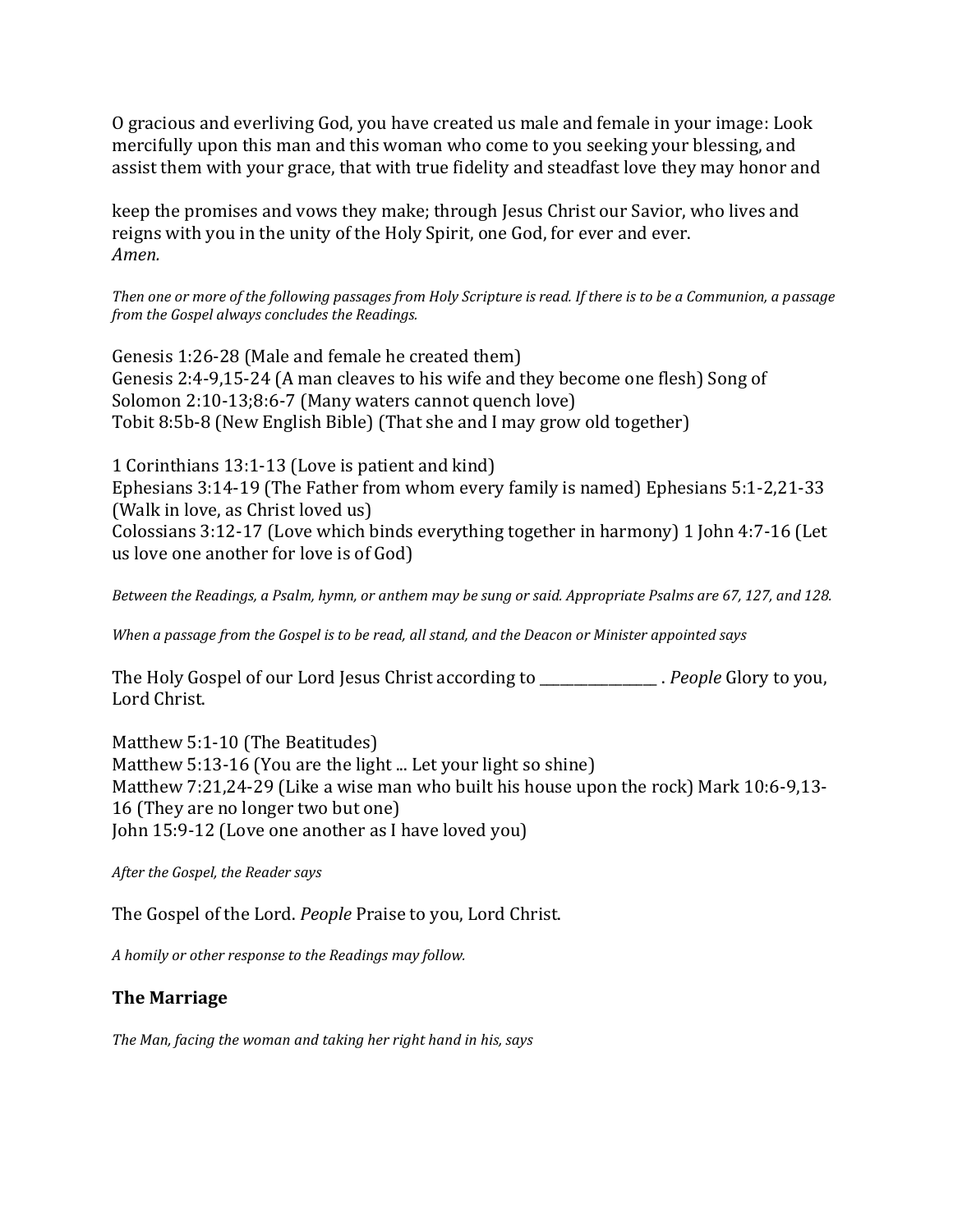O gracious and everliving God, you have created us male and female in your image: Look mercifully upon this man and this woman who come to you seeking your blessing, and assist them with your grace, that with true fidelity and steadfast love they may honor and

keep the promises and vows they make; through Jesus Christ our Savior, who lives and reigns with you in the unity of the Holy Spirit, one God, for ever and ever.
*Amen.*

*Then one or more of the following passages from Holy Scripture is read. If there is to be a Communion, a passage from the Gospel always concludes the Readings.*

Genesis 1:26-28 (Male and female he created them)
Genesis 2:4-9,15-24 (A man cleaves to his wife and they become one flesh) Song of Solomon 2:10-13;8:6-7 (Many waters cannot quench love)
Tobit 8:5b-8 (New English Bible) (That she and I may grow old together)

1 Corinthians 13:1-13 (Love is patient and kind)
Ephesians 3:14-19 (The Father from whom every family is named) Ephesians 5:1-2,21-33 (Walk in love, as Christ loved us)
Colossians 3:12-17 (Love which binds everything together in harmony) 1 John 4:7-16 (Let us love one another for love is of God)

*Between the Readings, a Psalm, hymn, or anthem may be sung or said. Appropriate Psalms are 67, 127, and 128.*

*When a passage from the Gospel is to be read, all stand, and the Deacon or Minister appointed says*

The Holy Gospel of our Lord Jesus Christ according to _________________ . *People* Glory to you, Lord Christ.

Matthew 5:1-10 (The Beatitudes)
Matthew 5:13-16 (You are the light ... Let your light so shine)
Matthew 7:21,24-29 (Like a wise man who built his house upon the rock) Mark 10:6-9,13-16 (They are no longer two but one)
John 15:9-12 (Love one another as I have loved you)

*After the Gospel, the Reader says*

The Gospel of the Lord. *People* Praise to you, Lord Christ.

*A homily or other response to the Readings may follow.*

### The Marriage

*The Man, facing the woman and taking her right hand in his, says*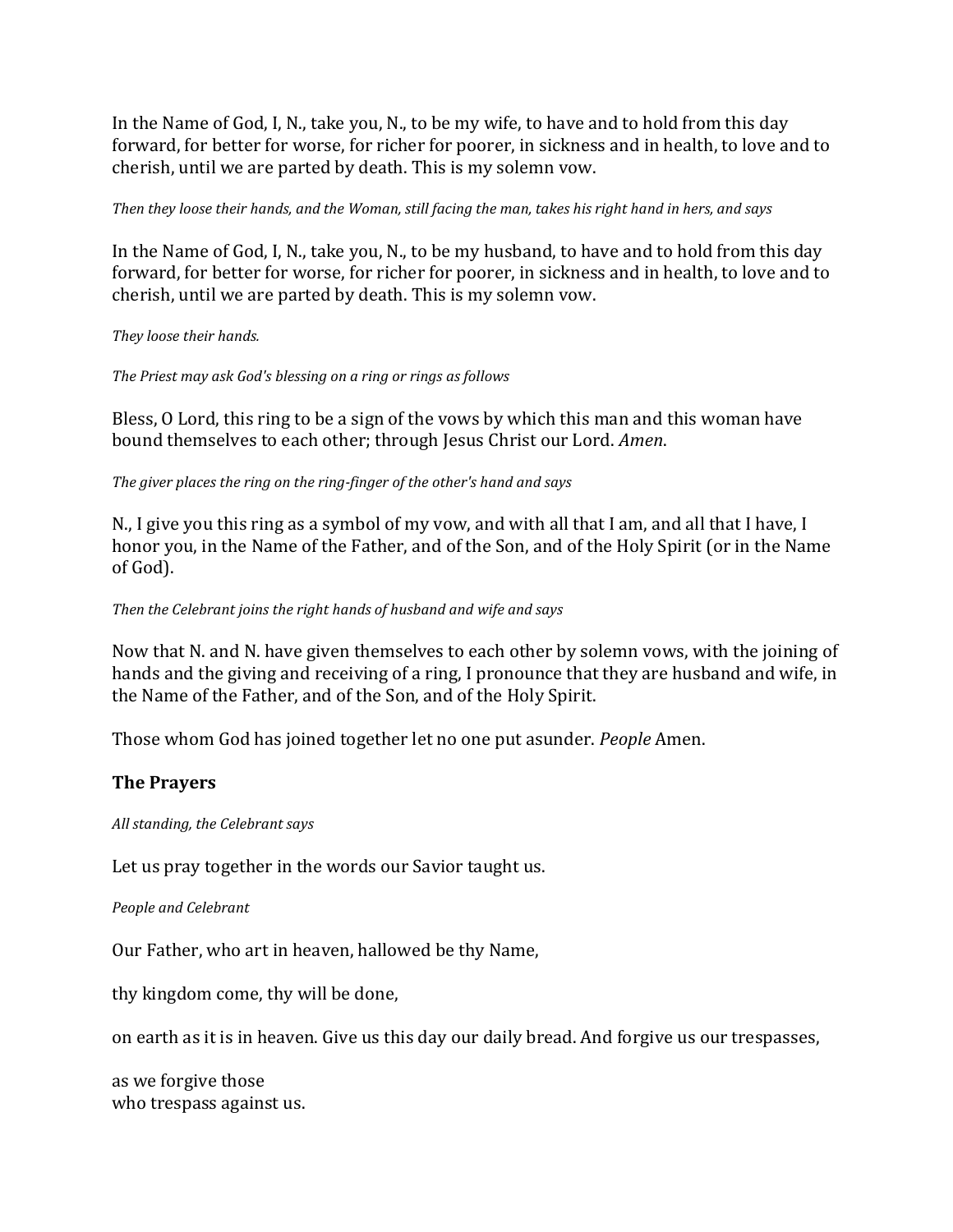In the Name of God, I, N., take you, N., to be my wife, to have and to hold from this day forward, for better for worse, for richer for poorer, in sickness and in health, to love and to cherish, until we are parted by death. This is my solemn vow.

*Then they loose their hands, and the Woman, still facing the man, takes his right hand in hers, and says*

In the Name of God, I, N., take you, N., to be my husband, to have and to hold from this day forward, for better for worse, for richer for poorer, in sickness and in health, to love and to cherish, until we are parted by death. This is my solemn vow.

*They loose their hands.*

*The Priest may ask God's blessing on a ring or rings as follows*

Bless, O Lord, this ring to be a sign of the vows by which this man and this woman have bound themselves to each other; through Jesus Christ our Lord. *Amen*.

*The giver places the ring on the ring-finger of the other's hand and says*

N., I give you this ring as a symbol of my vow, and with all that I am, and all that I have, I honor you, in the Name of the Father, and of the Son, and of the Holy Spirit (or in the Name of God).

*Then the Celebrant joins the right hands of husband and wife and says*

Now that N. and N. have given themselves to each other by solemn vows, with the joining of hands and the giving and receiving of a ring, I pronounce that they are husband and wife, in the Name of the Father, and of the Son, and of the Holy Spirit.

Those whom God has joined together let no one put asunder. *People* Amen.

### The Prayers

*All standing, the Celebrant says*

Let us pray together in the words our Savior taught us.

*People and Celebrant*

Our Father, who art in heaven, hallowed be thy Name,

thy kingdom come, thy will be done,

on earth as it is in heaven. Give us this day our daily bread. And forgive us our trespasses,

as we forgive those  
who trespass against us.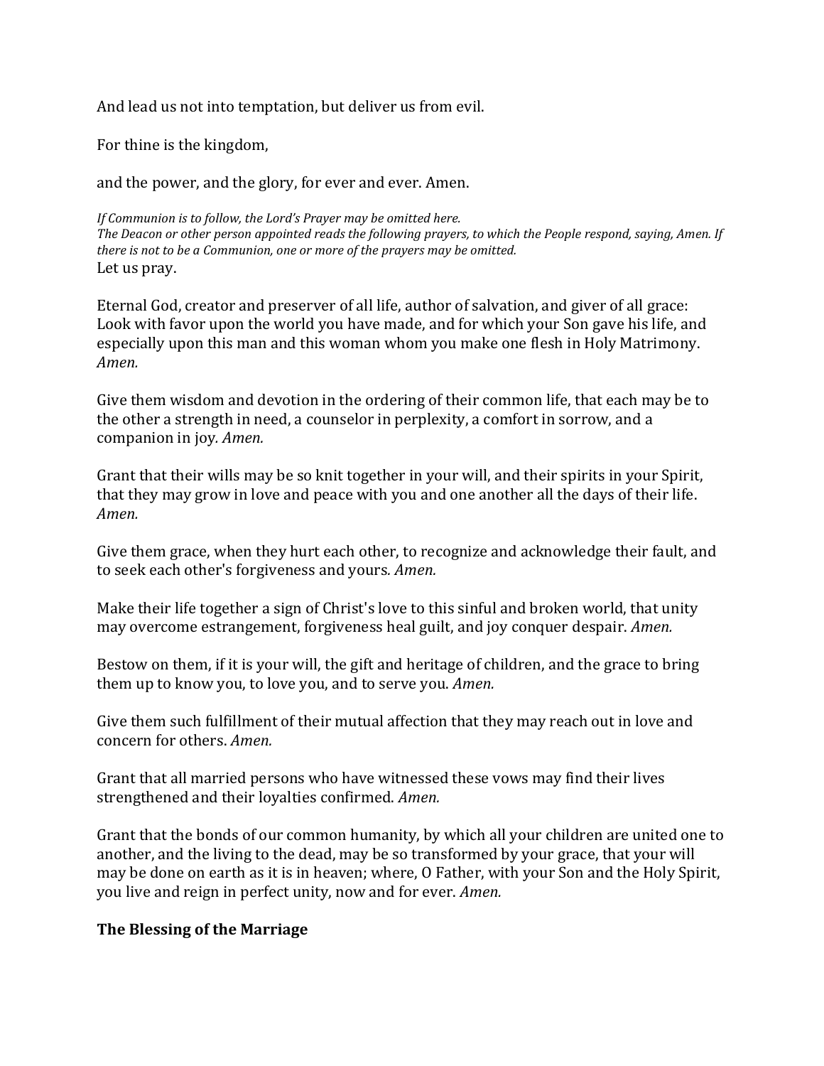And lead us not into temptation, but deliver us from evil.

For thine is the kingdom,

and the power, and the glory, for ever and ever. Amen.

*If Communion is to follow, the Lord's Prayer may be omitted here.*
*The Deacon or other person appointed reads the following prayers, to which the People respond, saying, Amen. If there is not to be a Communion, one or more of the prayers may be omitted.*
Let us pray.

Eternal God, creator and preserver of all life, author of salvation, and giver of all grace: Look with favor upon the world you have made, and for which your Son gave his life, and especially upon this man and this woman whom you make one flesh in Holy Matrimony. *Amen.*

Give them wisdom and devotion in the ordering of their common life, that each may be to the other a strength in need, a counselor in perplexity, a comfort in sorrow, and a companion in joy. *Amen.*

Grant that their wills may be so knit together in your will, and their spirits in your Spirit, that they may grow in love and peace with you and one another all the days of their life. *Amen.*

Give them grace, when they hurt each other, to recognize and acknowledge their fault, and to seek each other's forgiveness and yours. *Amen.*

Make their life together a sign of Christ's love to this sinful and broken world, that unity may overcome estrangement, forgiveness heal guilt, and joy conquer despair. *Amen.*

Bestow on them, if it is your will, the gift and heritage of children, and the grace to bring them up to know you, to love you, and to serve you. *Amen.*

Give them such fulfillment of their mutual affection that they may reach out in love and concern for others. *Amen.*

Grant that all married persons who have witnessed these vows may find their lives strengthened and their loyalties confirmed. *Amen.*

Grant that the bonds of our common humanity, by which all your children are united one to another, and the living to the dead, may be so transformed by your grace, that your will may be done on earth as it is in heaven; where, O Father, with your Son and the Holy Spirit, you live and reign in perfect unity, now and for ever. *Amen.*

**The Blessing of the Marriage**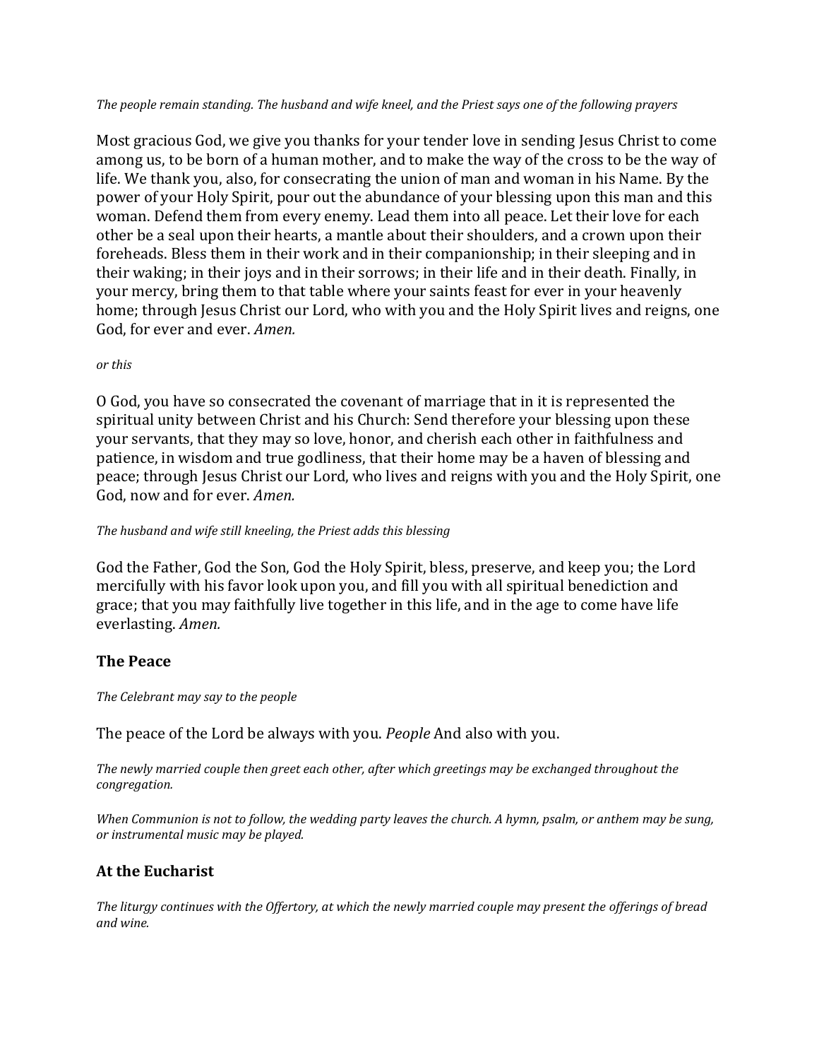*The people remain standing. The husband and wife kneel, and the Priest says one of the following prayers*

Most gracious God, we give you thanks for your tender love in sending Jesus Christ to come among us, to be born of a human mother, and to make the way of the cross to be the way of life. We thank you, also, for consecrating the union of man and woman in his Name. By the power of your Holy Spirit, pour out the abundance of your blessing upon this man and this woman. Defend them from every enemy. Lead them into all peace. Let their love for each other be a seal upon their hearts, a mantle about their shoulders, and a crown upon their foreheads. Bless them in their work and in their companionship; in their sleeping and in their waking; in their joys and in their sorrows; in their life and in their death. Finally, in your mercy, bring them to that table where your saints feast for ever in your heavenly home; through Jesus Christ our Lord, who with you and the Holy Spirit lives and reigns, one God, for ever and ever. *Amen.*

*or this*

O God, you have so consecrated the covenant of marriage that in it is represented the spiritual unity between Christ and his Church: Send therefore your blessing upon these your servants, that they may so love, honor, and cherish each other in faithfulness and patience, in wisdom and true godliness, that their home may be a haven of blessing and peace; through Jesus Christ our Lord, who lives and reigns with you and the Holy Spirit, one God, now and for ever. *Amen.*

*The husband and wife still kneeling, the Priest adds this blessing*

God the Father, God the Son, God the Holy Spirit, bless, preserve, and keep you; the Lord mercifully with his favor look upon you, and fill you with all spiritual benediction and grace; that you may faithfully live together in this life, and in the age to come have life everlasting. *Amen.*

## The Peace

*The Celebrant may say to the people*

The peace of the Lord be always with you. *People* And also with you.

*The newly married couple then greet each other, after which greetings may be exchanged throughout the congregation.*

*When Communion is not to follow, the wedding party leaves the church. A hymn, psalm, or anthem may be sung, or instrumental music may be played.*

## At the Eucharist

*The liturgy continues with the Offertory, at which the newly married couple may present the offerings of bread and wine.*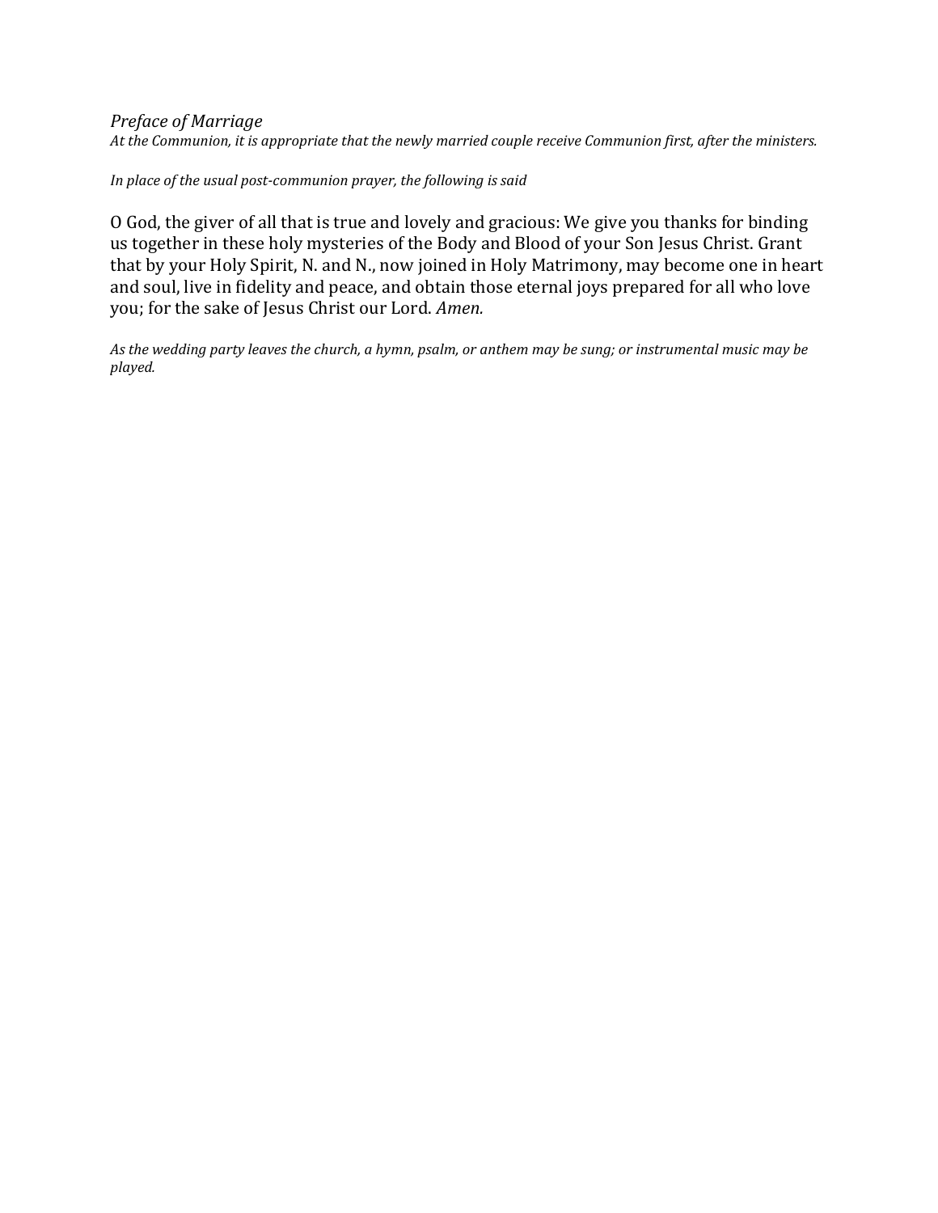*Preface of Marriage*

*At the Communion, it is appropriate that the newly married couple receive Communion first, after the ministers.*

*In place of the usual post-communion prayer, the following is said*

O God, the giver of all that is true and lovely and gracious: We give you thanks for binding us together in these holy mysteries of the Body and Blood of your Son Jesus Christ. Grant that by your Holy Spirit, N. and N., now joined in Holy Matrimony, may become one in heart and soul, live in fidelity and peace, and obtain those eternal joys prepared for all who love you; for the sake of Jesus Christ our Lord. *Amen.*

*As the wedding party leaves the church, a hymn, psalm, or anthem may be sung; or instrumental music may be played.*